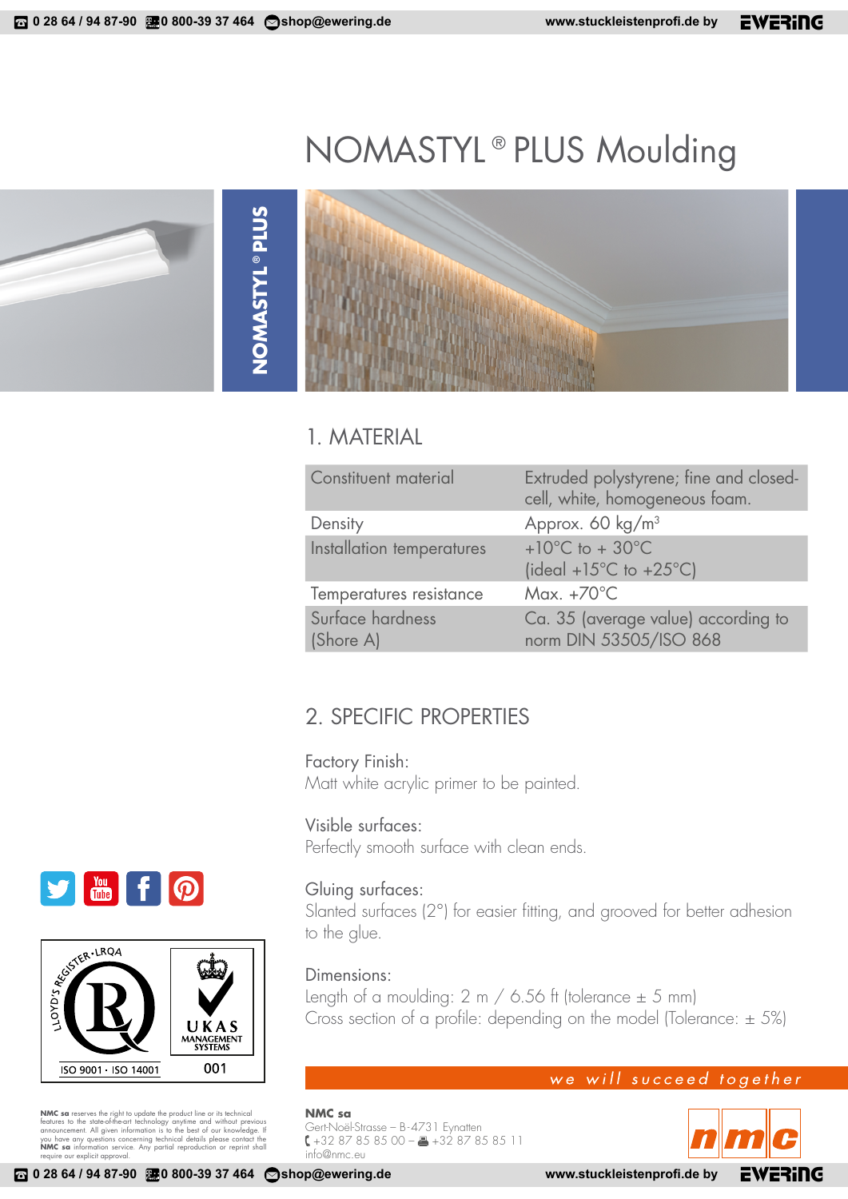# NOMASTYL® PLUS Moulding

NOMASTYL® PLUS

## 1. MATERIAL

| | |
|---|---|
| Constituent material | Extruded polystyrene; fine and closed-cell, white, homogeneous foam. |
| Density | Approx. 60 kg/m³ |
| Installation temperatures | +10°C to + 30°C (ideal +15°C to +25°C) |
| Temperatures resistance | Max. +70°C |
| Surface hardness (Shore A) | Ca. 35 (average value) according to norm DIN 53505/ISO 868 |

## 2. SPECIFIC PROPERTIES

Factory Finish:
Matt white acrylic primer to be painted.

Visible surfaces:
Perfectly smooth surface with clean ends.

Gluing surfaces:
Slanted surfaces (2°) for easier fitting, and grooved for better adhesion to the glue.

Dimensions:
Length of a moulding: 2 m / 6.56 ft (tolerance ± 5 mm)
Cross section of a profile: depending on the model (Tolerance: ± 5%)

*we will succeed together*

LLOYD'S REGISTER • LRQA
ISO 9001 • ISO 14001

UKAS MANAGEMENT SYSTEMS
001

**NMC sa** reserves the right to update the product line or its technical features to the state-of-the-art technology anytime and without previous announcement. All given information is to the best of our knowledge. If you have any questions concerning technical details please contact the **NMC sa** information service. Any partial reproduction or reprint shall require our explicit approval.

**NMC sa**
Gert-Noël-Strasse – B-4731 Eynatten
+32 87 85 85 00 – +32 87 85 85 11
info@nmc.eu

nmc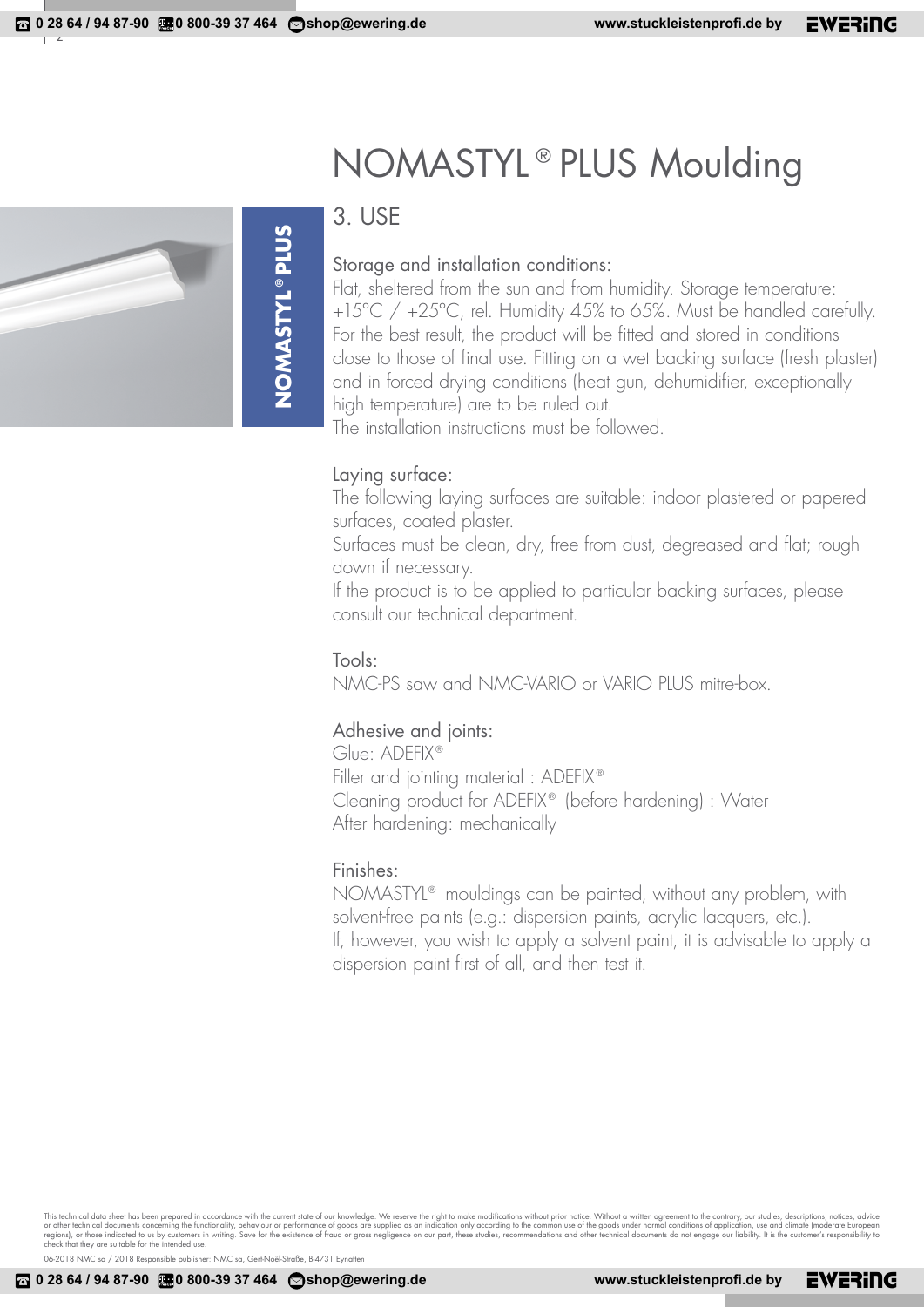# NOMASTYL® PLUS Moulding

NOMASTYL® PLUS

## 3. USE

### Storage and installation conditions:

Flat, sheltered from the sun and from humidity. Storage temperature: +15°C / +25°C, rel. Humidity 45% to 65%. Must be handled carefully. For the best result, the product will be fitted and stored in conditions close to those of final use. Fitting on a wet backing surface (fresh plaster) and in forced drying conditions (heat gun, dehumidifier, exceptionally high temperature) are to be ruled out.
The installation instructions must be followed.

### Laying surface:

The following laying surfaces are suitable: indoor plastered or papered surfaces, coated plaster.
Surfaces must be clean, dry, free from dust, degreased and flat; rough down if necessary.
If the product is to be applied to particular backing surfaces, please consult our technical department.

### Tools:

NMC-PS saw and NMC-VARIO or VARIO PLUS mitre-box.

### Adhesive and joints:

Glue: ADEFIX®
Filler and jointing material : ADEFIX®
Cleaning product for ADEFIX® (before hardening) : Water
After hardening: mechanically

### Finishes:

NOMASTYL® mouldings can be painted, without any problem, with solvent-free paints (e.g.: dispersion paints, acrylic lacquers, etc.).
If, however, you wish to apply a solvent paint, it is advisable to apply a dispersion paint first of all, and then test it.

This technical data sheet has been prepared in accordance with the current state of our knowledge. We reserve the right to make modifications without prior notice. Without a written agreement to the contrary, our studies, descriptions, notices, advice or other technical documents concerning the functionality, behaviour or performance of goods are supplied as an indication only according to the common use of the goods under normal conditions of application, use and climate (moderate European regions), or those indicated to us by customers in writing. Save for the existence of fraud or gross negligence on our part, these studies, recommendations and other technical documents do not engage our liability. It is the customer's responsibility to check that they are suitable for the intended use.

06-2018 NMC sa / 2018 Responsible publisher: NMC sa, Gert-Noël-Straße, B-4731 Eynatten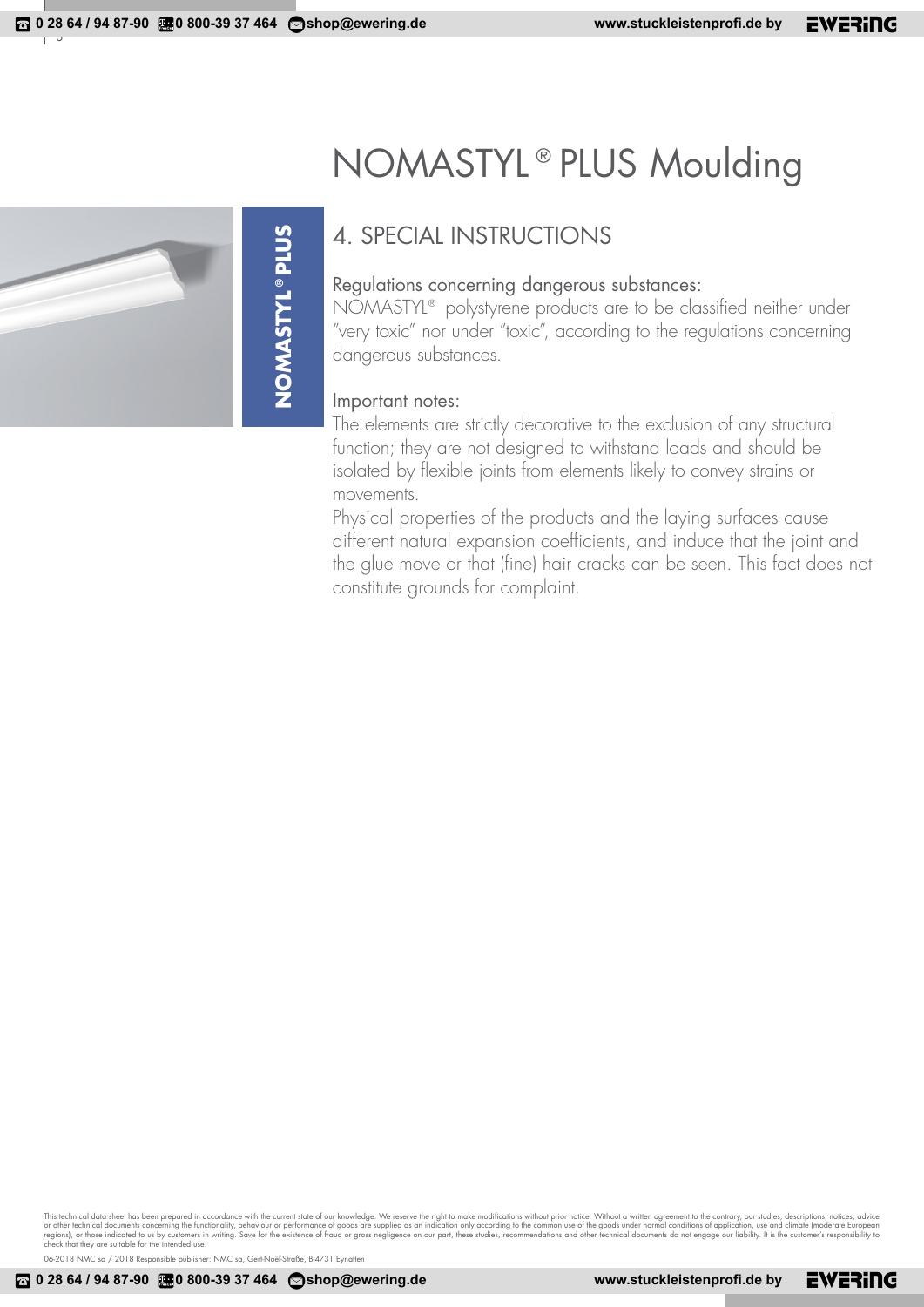# NOMASTYL® PLUS Moulding

## 4. SPECIAL INSTRUCTIONS

### Regulations concerning dangerous substances:

NOMASTYL® polystyrene products are to be classified neither under "very toxic" nor under "toxic", according to the regulations concerning dangerous substances.

### Important notes:

The elements are strictly decorative to the exclusion of any structural function; they are not designed to withstand loads and should be isolated by flexible joints from elements likely to convey strains or movements.

Physical properties of the products and the laying surfaces cause different natural expansion coefficients, and induce that the joint and the glue move or that (fine) hair cracks can be seen. This fact does not constitute grounds for complaint.

This technical data sheet has been prepared in accordance with the current state of our knowledge. We reserve the right to make modifications without prior notice. Without a written agreement to the contrary, our studies, descriptions, notices, advice or other technical documents concerning the functionality, behaviour or performance of goods are supplied as an indication only according to the common use of the goods under normal conditions of application, use and climate (moderate European regions), or those indicated to us by customers in writing. Save for the existence of fraud or gross negligence on our part, these studies, recommendations and other technical documents do not engage our liability. It is the customer's responsibility to check that they are suitable for the intended use.

06-2018 NMC sa / 2018 Responsible publisher: NMC sa, Gert-Noël-Straße, B-4731 Eynatten